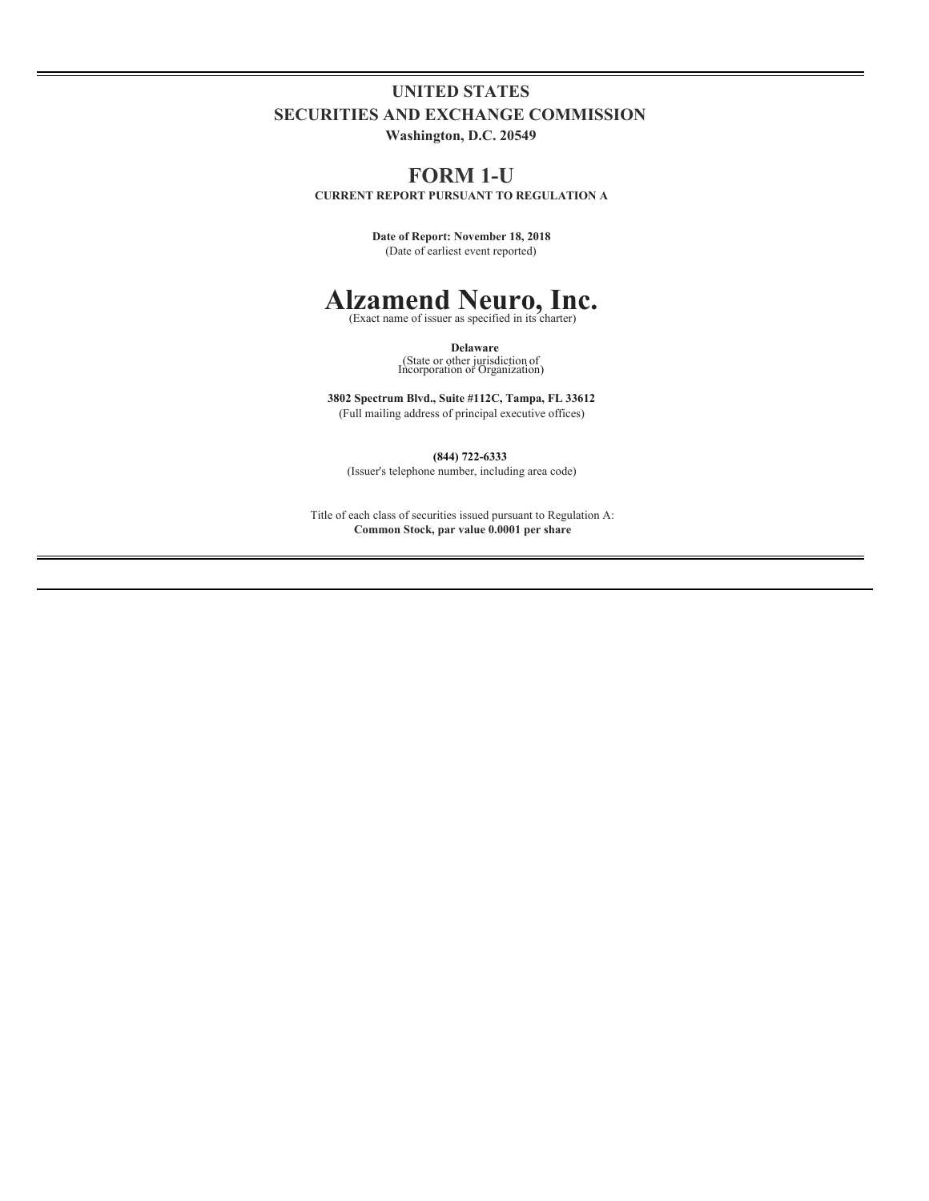**UNITED STATES**
**SECURITIES AND EXCHANGE COMMISSION**
**Washington, D.C. 20549**

# FORM 1-U

**CURRENT REPORT PURSUANT TO REGULATION A**

**Date of Report: November 18, 2018**
(Date of earliest event reported)

# Alzamend Neuro, Inc.

(Exact name of issuer as specified in its charter)

**Delaware**
(State or other jurisdiction of Incorporation or Organization)

**3802 Spectrum Blvd., Suite #112C, Tampa, FL 33612**
(Full mailing address of principal executive offices)

**(844) 722-6333**
(Issuer's telephone number, including area code)

Title of each class of securities issued pursuant to Regulation A:
**Common Stock, par value 0.0001 per share**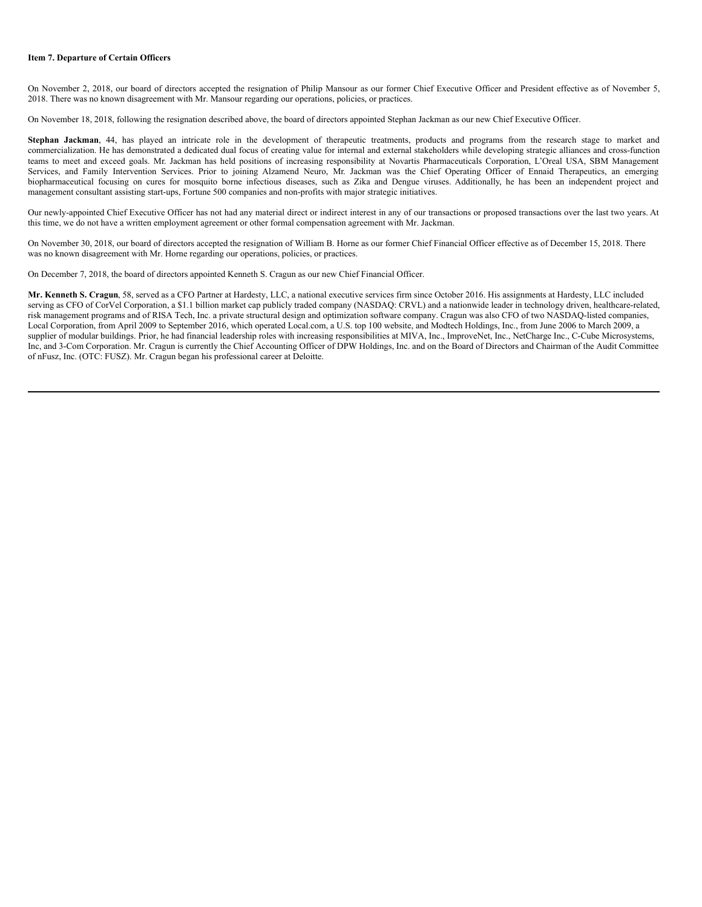**Item 7. Departure of Certain Officers**

On November 2, 2018, our board of directors accepted the resignation of Philip Mansour as our former Chief Executive Officer and President effective as of November 5, 2018. There was no known disagreement with Mr. Mansour regarding our operations, policies, or practices.

On November 18, 2018, following the resignation described above, the board of directors appointed Stephan Jackman as our new Chief Executive Officer.

**Stephan Jackman**, 44, has played an intricate role in the development of therapeutic treatments, products and programs from the research stage to market and commercialization. He has demonstrated a dedicated dual focus of creating value for internal and external stakeholders while developing strategic alliances and cross-function teams to meet and exceed goals. Mr. Jackman has held positions of increasing responsibility at Novartis Pharmaceuticals Corporation, L'Oreal USA, SBM Management Services, and Family Intervention Services. Prior to joining Alzamend Neuro, Mr. Jackman was the Chief Operating Officer of Ennaid Therapeutics, an emerging biopharmaceutical focusing on cures for mosquito borne infectious diseases, such as Zika and Dengue viruses. Additionally, he has been an independent project and management consultant assisting start-ups, Fortune 500 companies and non-profits with major strategic initiatives.

Our newly-appointed Chief Executive Officer has not had any material direct or indirect interest in any of our transactions or proposed transactions over the last two years. At this time, we do not have a written employment agreement or other formal compensation agreement with Mr. Jackman.

On November 30, 2018, our board of directors accepted the resignation of William B. Horne as our former Chief Financial Officer effective as of December 15, 2018. There was no known disagreement with Mr. Horne regarding our operations, policies, or practices.

On December 7, 2018, the board of directors appointed Kenneth S. Cragun as our new Chief Financial Officer.

**Mr. Kenneth S. Cragun**, 58, served as a CFO Partner at Hardesty, LLC, a national executive services firm since October 2016. His assignments at Hardesty, LLC included serving as CFO of CorVel Corporation, a $1.1 billion market cap publicly traded company (NASDAQ: CRVL) and a nationwide leader in technology driven, healthcare-related, risk management programs and of RISA Tech, Inc. a private structural design and optimization software company. Cragun was also CFO of two NASDAQ-listed companies, Local Corporation, from April 2009 to September 2016, which operated Local.com, a U.S. top 100 website, and Modtech Holdings, Inc., from June 2006 to March 2009, a supplier of modular buildings. Prior, he had financial leadership roles with increasing responsibilities at MIVA, Inc., ImproveNet, Inc., NetCharge Inc., C-Cube Microsystems, Inc, and 3-Com Corporation. Mr. Cragun is currently the Chief Accounting Officer of DPW Holdings, Inc. and on the Board of Directors and Chairman of the Audit Committee of nFusz, Inc. (OTC: FUSZ). Mr. Cragun began his professional career at Deloitte.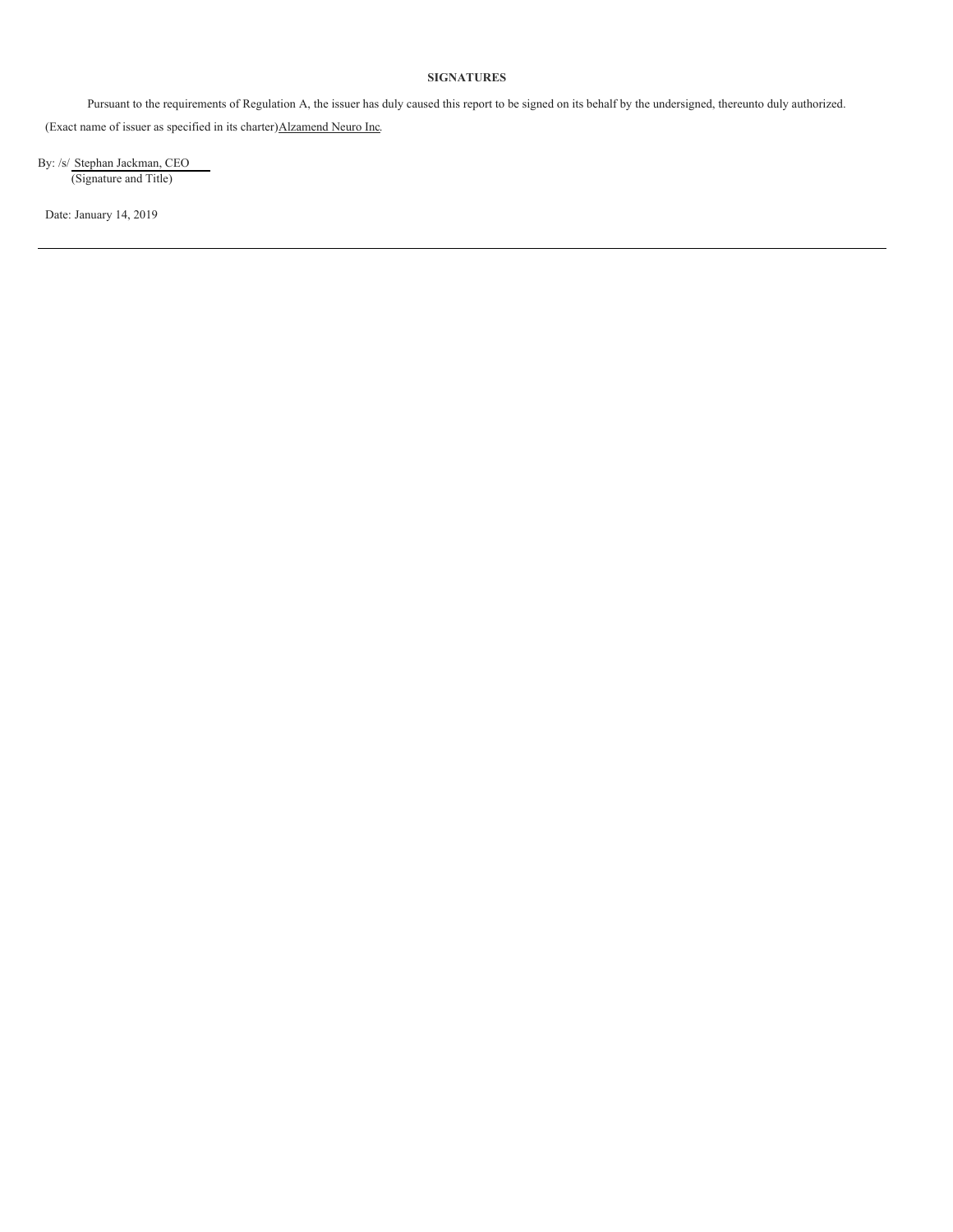**SIGNATURES**

Pursuant to the requirements of Regulation A, the issuer has duly caused this report to be signed on its behalf by the undersigned, thereunto duly authorized.

(Exact name of issuer as specified in its charter) Alzamend Neuro Inc.

By: /s/ Stephan Jackman, CEO
(Signature and Title)

Date: January 14, 2019